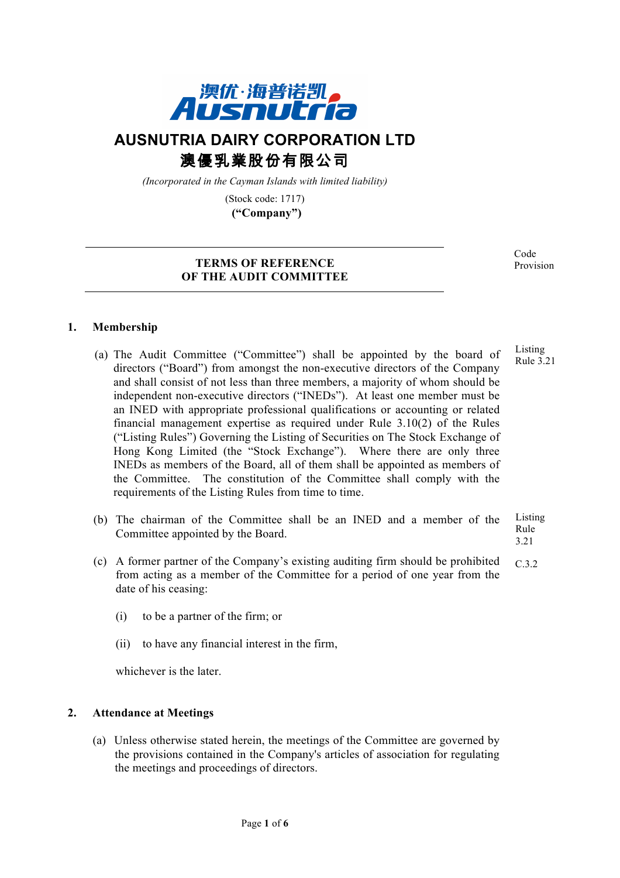**AUSNUTRIA DAIRY CORPORATION LTD**

**澳優乳業股份有限公司**

*(Incorporated in the Cayman Islands with limited liability)*

(Stock code: 1717)

**("Company")**

---

# TERMS OF REFERENCE OF THE AUDIT COMMITTEE

---

Code Provision

## 1. Membership

(a) The Audit Committee ("Committee") shall be appointed by the board of directors ("Board") from amongst the non-executive directors of the Company and shall consist of not less than three members, a majority of whom should be independent non-executive directors ("INEDs"). At least one member must be an INED with appropriate professional qualifications or accounting or related financial management expertise as required under Rule 3.10(2) of the Rules ("Listing Rules") Governing the Listing of Securities on The Stock Exchange of Hong Kong Limited (the "Stock Exchange"). Where there are only three INEDs as members of the Board, all of them shall be appointed as members of the Committee. The constitution of the Committee shall comply with the requirements of the Listing Rules from time to time. — *Listing Rule 3.21*

(b) The chairman of the Committee shall be an INED and a member of the Committee appointed by the Board. — *Listing Rule 3.21*

(c) A former partner of the Company's existing auditing firm should be prohibited from acting as a member of the Committee for a period of one year from the date of his ceasing: — *C.3.2*

(i) to be a partner of the firm; or

(ii) to have any financial interest in the firm,

whichever is the later.

## 2. Attendance at Meetings

(a) Unless otherwise stated herein, the meetings of the Committee are governed by the provisions contained in the Company's articles of association for regulating the meetings and proceedings of directors.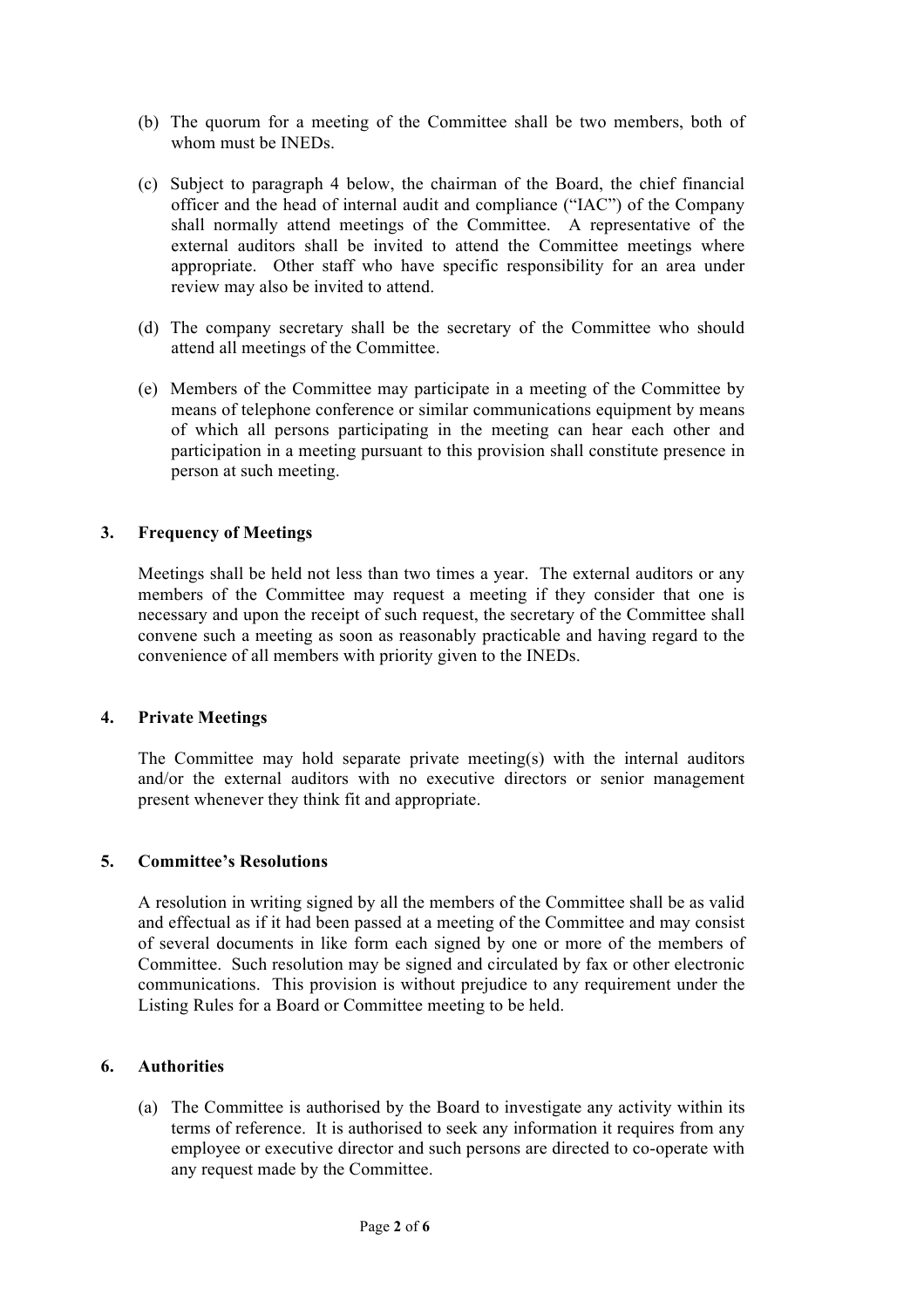(b) The quorum for a meeting of the Committee shall be two members, both of whom must be INEDs.

(c) Subject to paragraph 4 below, the chairman of the Board, the chief financial officer and the head of internal audit and compliance ("IAC") of the Company shall normally attend meetings of the Committee. A representative of the external auditors shall be invited to attend the Committee meetings where appropriate. Other staff who have specific responsibility for an area under review may also be invited to attend.

(d) The company secretary shall be the secretary of the Committee who should attend all meetings of the Committee.

(e) Members of the Committee may participate in a meeting of the Committee by means of telephone conference or similar communications equipment by means of which all persons participating in the meeting can hear each other and participation in a meeting pursuant to this provision shall constitute presence in person at such meeting.

## 3. Frequency of Meetings

Meetings shall be held not less than two times a year. The external auditors or any members of the Committee may request a meeting if they consider that one is necessary and upon the receipt of such request, the secretary of the Committee shall convene such a meeting as soon as reasonably practicable and having regard to the convenience of all members with priority given to the INEDs.

## 4. Private Meetings

The Committee may hold separate private meeting(s) with the internal auditors and/or the external auditors with no executive directors or senior management present whenever they think fit and appropriate.

## 5. Committee's Resolutions

A resolution in writing signed by all the members of the Committee shall be as valid and effectual as if it had been passed at a meeting of the Committee and may consist of several documents in like form each signed by one or more of the members of Committee. Such resolution may be signed and circulated by fax or other electronic communications. This provision is without prejudice to any requirement under the Listing Rules for a Board or Committee meeting to be held.

## 6. Authorities

(a) The Committee is authorised by the Board to investigate any activity within its terms of reference. It is authorised to seek any information it requires from any employee or executive director and such persons are directed to co-operate with any request made by the Committee.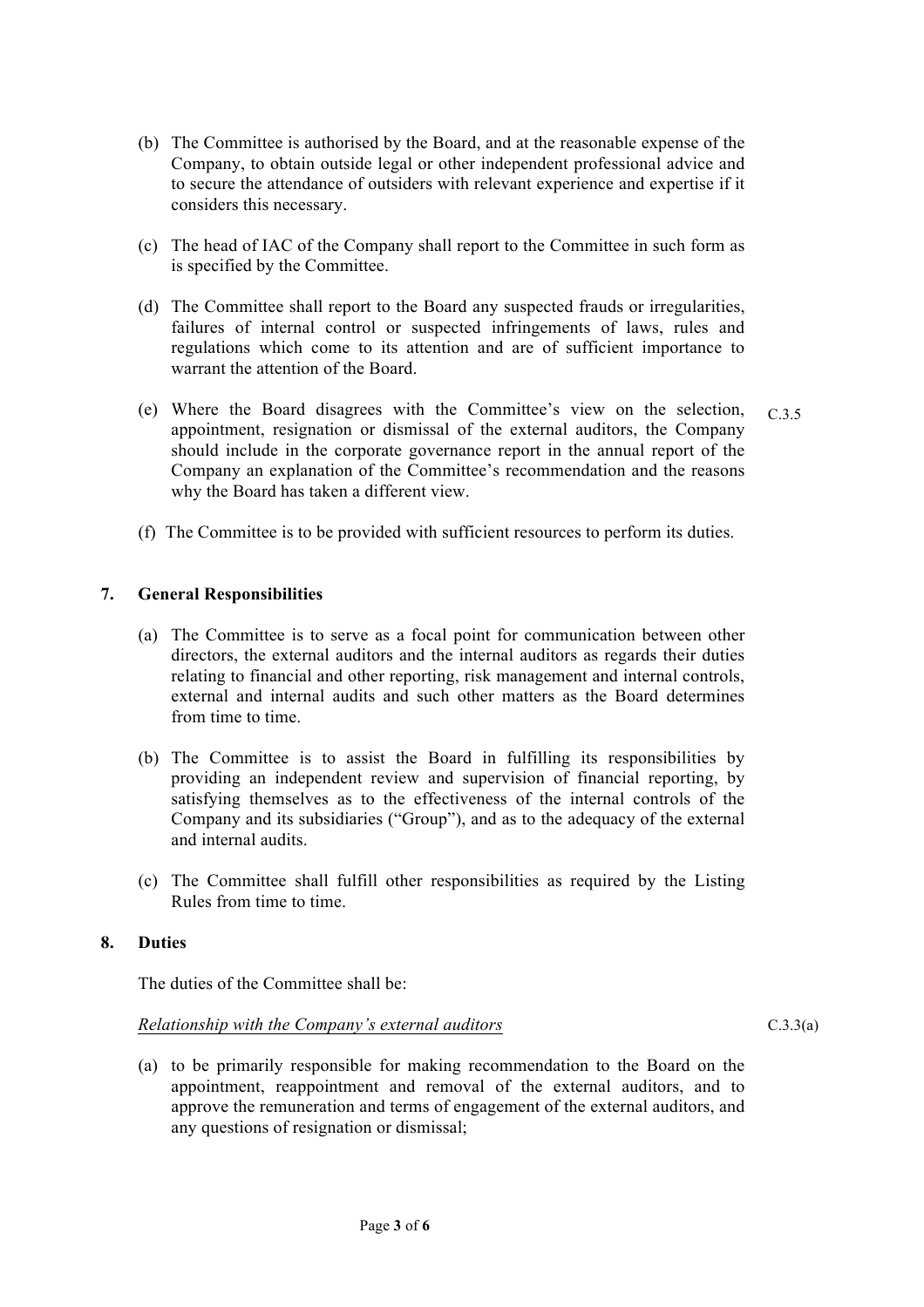(b) The Committee is authorised by the Board, and at the reasonable expense of the Company, to obtain outside legal or other independent professional advice and to secure the attendance of outsiders with relevant experience and expertise if it considers this necessary.

(c) The head of IAC of the Company shall report to the Committee in such form as is specified by the Committee.

(d) The Committee shall report to the Board any suspected frauds or irregularities, failures of internal control or suspected infringements of laws, rules and regulations which come to its attention and are of sufficient importance to warrant the attention of the Board.

(e) Where the Board disagrees with the Committee's view on the selection, appointment, resignation or dismissal of the external auditors, the Company should include in the corporate governance report in the annual report of the Company an explanation of the Committee's recommendation and the reasons why the Board has taken a different view. C.3.5

(f) The Committee is to be provided with sufficient resources to perform its duties.

## 7. General Responsibilities

(a) The Committee is to serve as a focal point for communication between other directors, the external auditors and the internal auditors as regards their duties relating to financial and other reporting, risk management and internal controls, external and internal audits and such other matters as the Board determines from time to time.

(b) The Committee is to assist the Board in fulfilling its responsibilities by providing an independent review and supervision of financial reporting, by satisfying themselves as to the effectiveness of the internal controls of the Company and its subsidiaries ("Group"), and as to the adequacy of the external and internal audits.

(c) The Committee shall fulfill other responsibilities as required by the Listing Rules from time to time.

## 8. Duties

The duties of the Committee shall be:

*Relationship with the Company's external auditors* C.3.3(a)

(a) to be primarily responsible for making recommendation to the Board on the appointment, reappointment and removal of the external auditors, and to approve the remuneration and terms of engagement of the external auditors, and any questions of resignation or dismissal;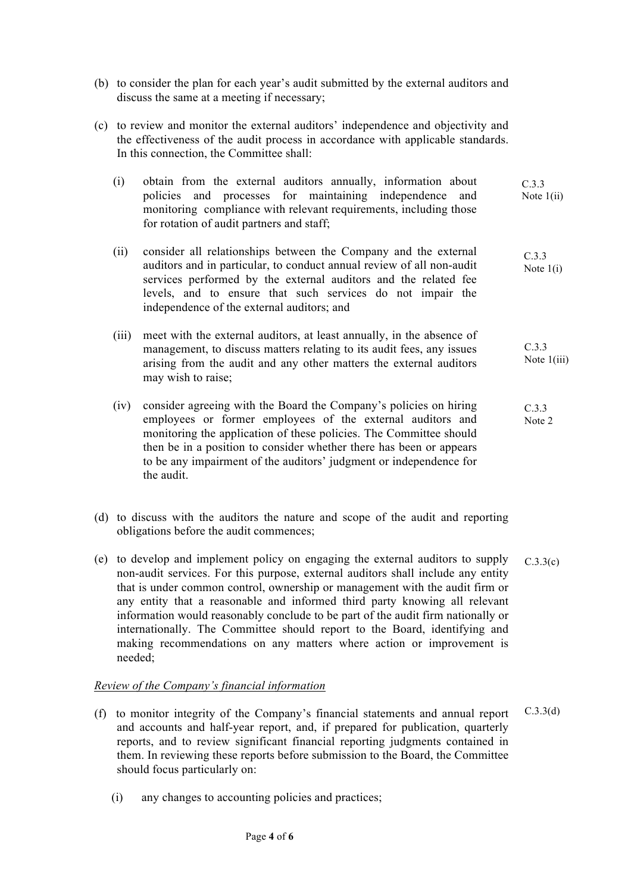(b) to consider the plan for each year's audit submitted by the external auditors and discuss the same at a meeting if necessary;

(c) to review and monitor the external auditors' independence and objectivity and the effectiveness of the audit process in accordance with applicable standards. In this connection, the Committee shall:

(i) obtain from the external auditors annually, information about policies and processes for maintaining independence and monitoring compliance with relevant requirements, including those for rotation of audit partners and staff; C.3.3 Note 1(ii)

(ii) consider all relationships between the Company and the external auditors and in particular, to conduct annual review of all non-audit services performed by the external auditors and the related fee levels, and to ensure that such services do not impair the independence of the external auditors; and C.3.3 Note 1(i)

(iii) meet with the external auditors, at least annually, in the absence of management, to discuss matters relating to its audit fees, any issues arising from the audit and any other matters the external auditors may wish to raise; C.3.3 Note 1(iii)

(iv) consider agreeing with the Board the Company's policies on hiring employees or former employees of the external auditors and monitoring the application of these policies. The Committee should then be in a position to consider whether there has been or appears to be any impairment of the auditors' judgment or independence for the audit. C.3.3 Note 2

(d) to discuss with the auditors the nature and scope of the audit and reporting obligations before the audit commences;

(e) to develop and implement policy on engaging the external auditors to supply non-audit services. For this purpose, external auditors shall include any entity that is under common control, ownership or management with the audit firm or any entity that a reasonable and informed third party knowing all relevant information would reasonably conclude to be part of the audit firm nationally or internationally. The Committee should report to the Board, identifying and making recommendations on any matters where action or improvement is needed; C.3.3(c)

*Review of the Company's financial information*

(f) to monitor integrity of the Company's financial statements and annual report and accounts and half-year report, and, if prepared for publication, quarterly reports, and to review significant financial reporting judgments contained in them. In reviewing these reports before submission to the Board, the Committee should focus particularly on: C.3.3(d)

(i) any changes to accounting policies and practices;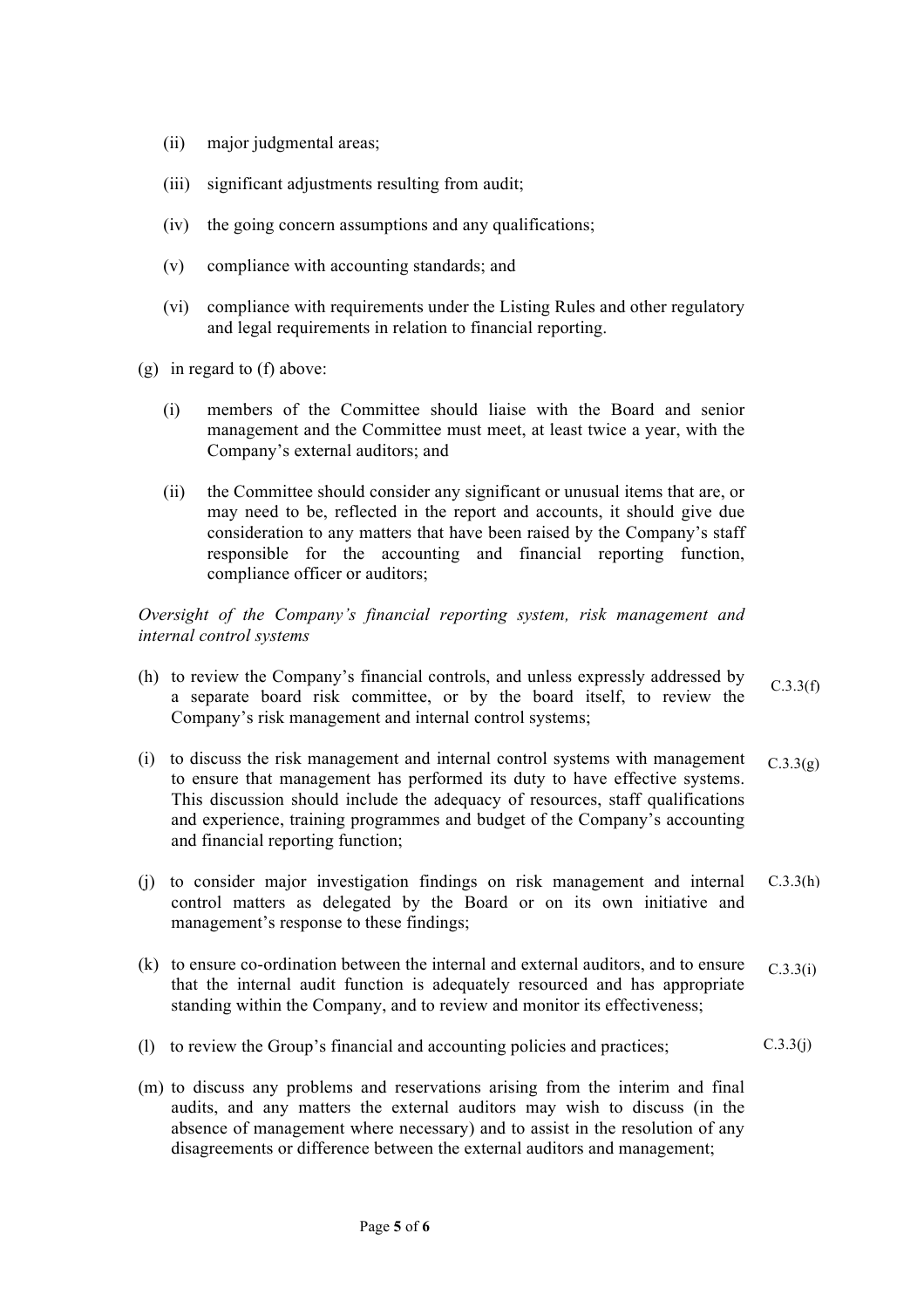- (ii) major judgmental areas;
- (iii) significant adjustments resulting from audit;
- (iv) the going concern assumptions and any qualifications;
- (v) compliance with accounting standards; and
- (vi) compliance with requirements under the Listing Rules and other regulatory and legal requirements in relation to financial reporting.

(g) in regard to (f) above:

- (i) members of the Committee should liaise with the Board and senior management and the Committee must meet, at least twice a year, with the Company's external auditors; and
- (ii) the Committee should consider any significant or unusual items that are, or may need to be, reflected in the report and accounts, it should give due consideration to any matters that have been raised by the Company's staff responsible for the accounting and financial reporting function, compliance officer or auditors;

*Oversight of the Company's financial reporting system, risk management and internal control systems*

(h) to review the Company's financial controls, and unless expressly addressed by a separate board risk committee, or by the board itself, to review the Company's risk management and internal control systems; C.3.3(f)

(i) to discuss the risk management and internal control systems with management to ensure that management has performed its duty to have effective systems. This discussion should include the adequacy of resources, staff qualifications and experience, training programmes and budget of the Company's accounting and financial reporting function; C.3.3(g)

(j) to consider major investigation findings on risk management and internal control matters as delegated by the Board or on its own initiative and management's response to these findings; C.3.3(h)

(k) to ensure co-ordination between the internal and external auditors, and to ensure that the internal audit function is adequately resourced and has appropriate standing within the Company, and to review and monitor its effectiveness; C.3.3(i)

(l) to review the Group's financial and accounting policies and practices; C.3.3(j)

(m) to discuss any problems and reservations arising from the interim and final audits, and any matters the external auditors may wish to discuss (in the absence of management where necessary) and to assist in the resolution of any disagreements or difference between the external auditors and management;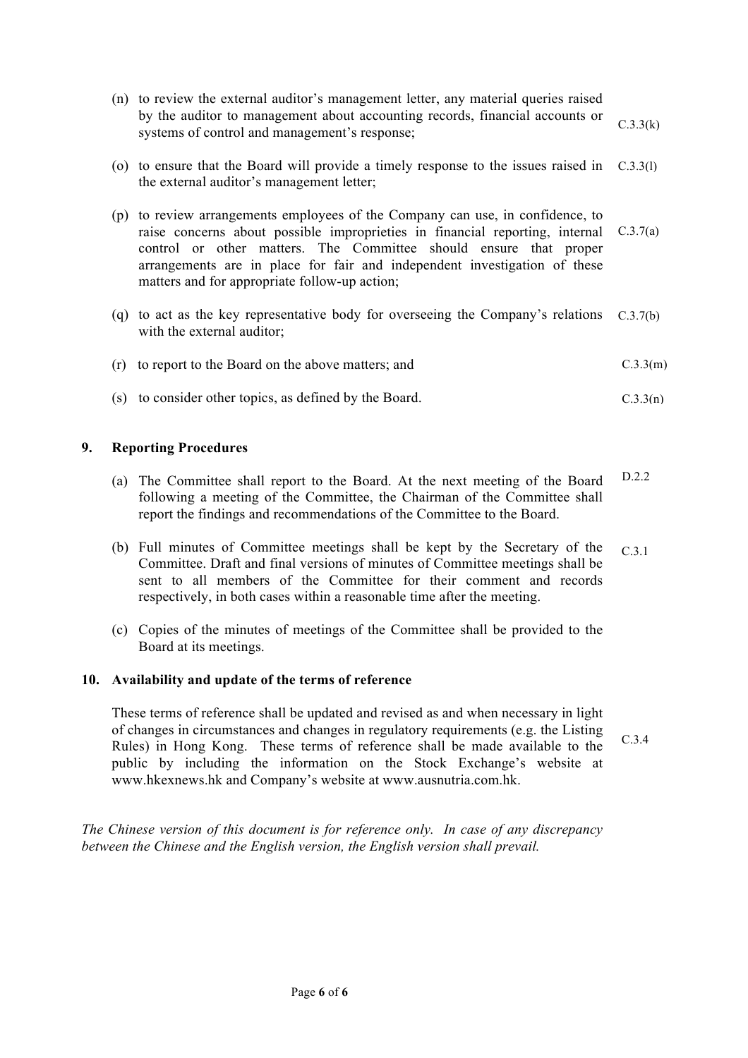(n) to review the external auditor's management letter, any material queries raised by the auditor to management about accounting records, financial accounts or systems of control and management's response; C.3.3(k)

(o) to ensure that the Board will provide a timely response to the issues raised in the external auditor's management letter; C.3.3(l)

(p) to review arrangements employees of the Company can use, in confidence, to raise concerns about possible improprieties in financial reporting, internal control or other matters. The Committee should ensure that proper arrangements are in place for fair and independent investigation of these matters and for appropriate follow-up action; C.3.7(a)

(q) to act as the key representative body for overseeing the Company's relations with the external auditor; C.3.7(b)

(r) to report to the Board on the above matters; and C.3.3(m)

(s) to consider other topics, as defined by the Board. C.3.3(n)

## 9. Reporting Procedures

(a) The Committee shall report to the Board. At the next meeting of the Board following a meeting of the Committee, the Chairman of the Committee shall report the findings and recommendations of the Committee to the Board. D.2.2

(b) Full minutes of Committee meetings shall be kept by the Secretary of the Committee. Draft and final versions of minutes of Committee meetings shall be sent to all members of the Committee for their comment and records respectively, in both cases within a reasonable time after the meeting. C.3.1

(c) Copies of the minutes of meetings of the Committee shall be provided to the Board at its meetings.

## 10. Availability and update of the terms of reference

These terms of reference shall be updated and revised as and when necessary in light of changes in circumstances and changes in regulatory requirements (e.g. the Listing Rules) in Hong Kong. These terms of reference shall be made available to the public by including the information on the Stock Exchange's website at www.hkexnews.hk and Company's website at www.ausnutria.com.hk. C.3.4

*The Chinese version of this document is for reference only. In case of any discrepancy between the Chinese and the English version, the English version shall prevail.*